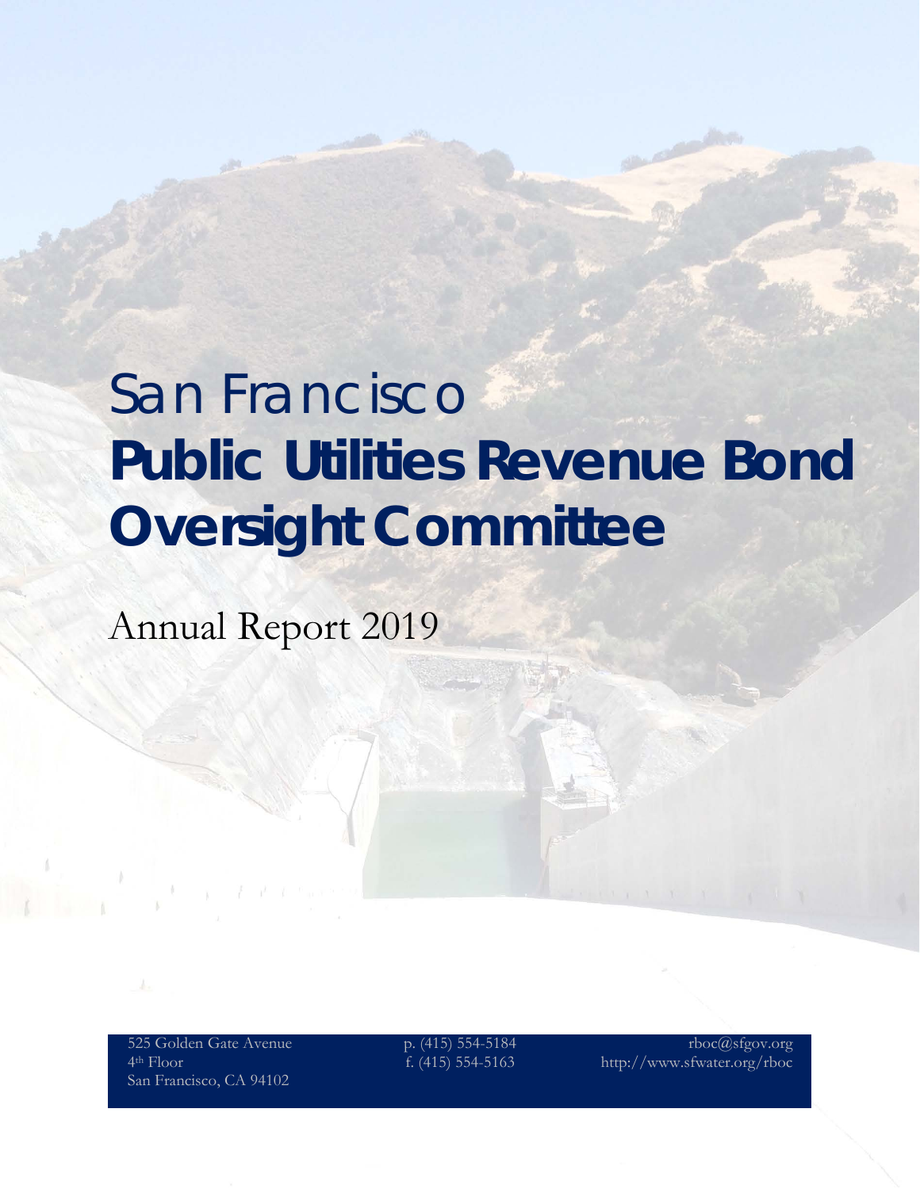# San Francisco
# **Public Utilities Revenue Bond Oversight Committee**

Annual Report 2019

525 Golden Gate Avenue
4th Floor
San Francisco, CA 94102

p. (415) 554-5184
f. (415) 554-5163

rboc@sfgov.org
http://www.sfwater.org/rboc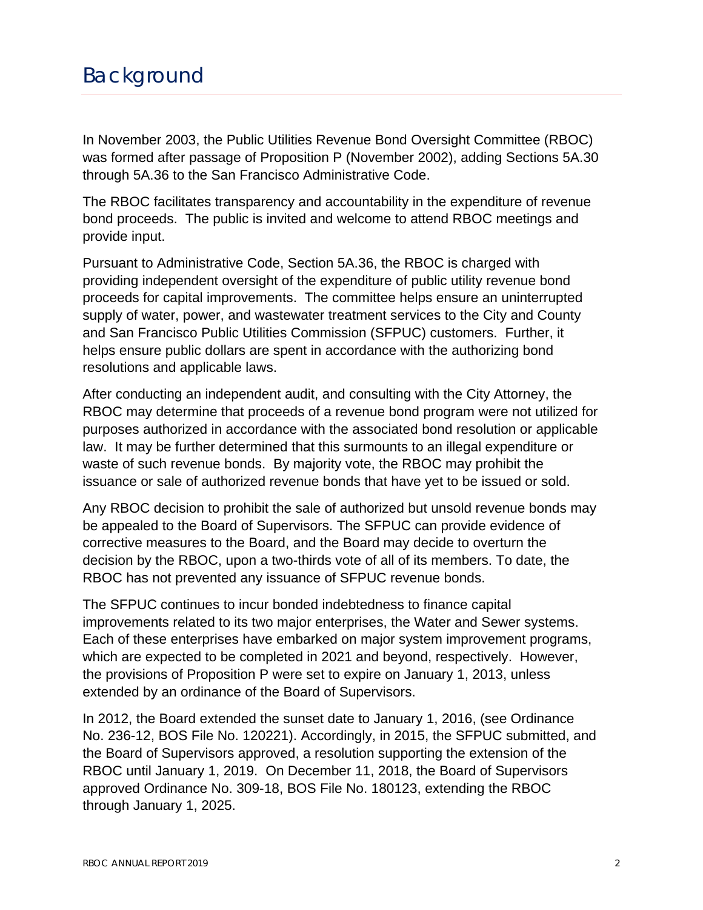# Background

In November 2003, the Public Utilities Revenue Bond Oversight Committee (RBOC) was formed after passage of Proposition P (November 2002), adding Sections 5A.30 through 5A.36 to the San Francisco Administrative Code.

The RBOC facilitates transparency and accountability in the expenditure of revenue bond proceeds. The public is invited and welcome to attend RBOC meetings and provide input.

Pursuant to Administrative Code, Section 5A.36, the RBOC is charged with providing independent oversight of the expenditure of public utility revenue bond proceeds for capital improvements. The committee helps ensure an uninterrupted supply of water, power, and wastewater treatment services to the City and County and San Francisco Public Utilities Commission (SFPUC) customers. Further, it helps ensure public dollars are spent in accordance with the authorizing bond resolutions and applicable laws.

After conducting an independent audit, and consulting with the City Attorney, the RBOC may determine that proceeds of a revenue bond program were not utilized for purposes authorized in accordance with the associated bond resolution or applicable law. It may be further determined that this surmounts to an illegal expenditure or waste of such revenue bonds. By majority vote, the RBOC may prohibit the issuance or sale of authorized revenue bonds that have yet to be issued or sold.

Any RBOC decision to prohibit the sale of authorized but unsold revenue bonds may be appealed to the Board of Supervisors. The SFPUC can provide evidence of corrective measures to the Board, and the Board may decide to overturn the decision by the RBOC, upon a two-thirds vote of all of its members. To date, the RBOC has not prevented any issuance of SFPUC revenue bonds.

The SFPUC continues to incur bonded indebtedness to finance capital improvements related to its two major enterprises, the Water and Sewer systems. Each of these enterprises have embarked on major system improvement programs, which are expected to be completed in 2021 and beyond, respectively. However, the provisions of Proposition P were set to expire on January 1, 2013, unless extended by an ordinance of the Board of Supervisors.

In 2012, the Board extended the sunset date to January 1, 2016, (see Ordinance No. 236-12, BOS File No. 120221). Accordingly, in 2015, the SFPUC submitted, and the Board of Supervisors approved, a resolution supporting the extension of the RBOC until January 1, 2019. On December 11, 2018, the Board of Supervisors approved Ordinance No. 309-18, BOS File No. 180123, extending the RBOC through January 1, 2025.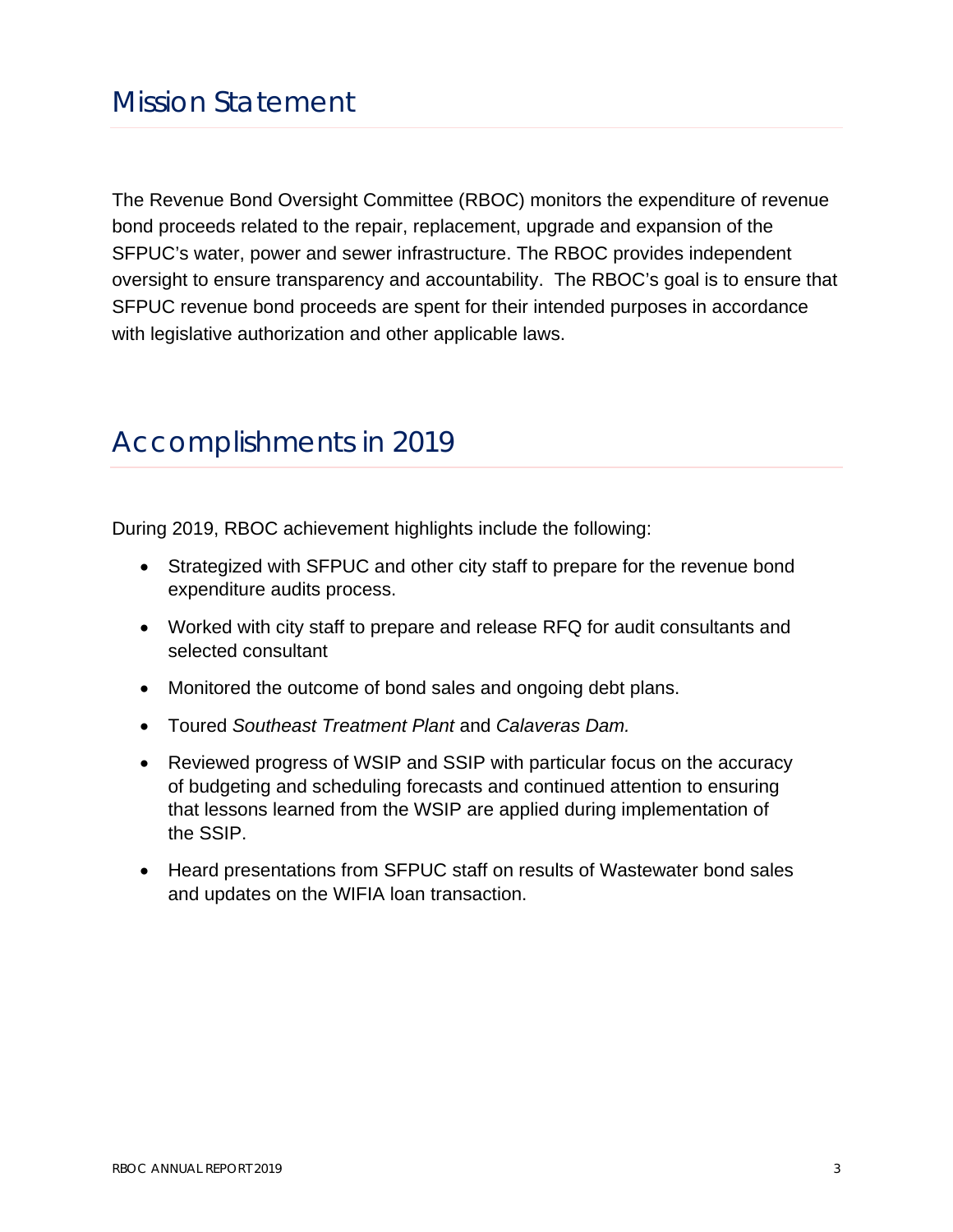## Mission Statement

The Revenue Bond Oversight Committee (RBOC) monitors the expenditure of revenue bond proceeds related to the repair, replacement, upgrade and expansion of the SFPUC's water, power and sewer infrastructure. The RBOC provides independent oversight to ensure transparency and accountability. The RBOC's goal is to ensure that SFPUC revenue bond proceeds are spent for their intended purposes in accordance with legislative authorization and other applicable laws.

## Accomplishments in 2019

During 2019, RBOC achievement highlights include the following:

- Strategized with SFPUC and other city staff to prepare for the revenue bond expenditure audits process.
- Worked with city staff to prepare and release RFQ for audit consultants and selected consultant
- Monitored the outcome of bond sales and ongoing debt plans.
- Toured *Southeast Treatment Plant* and *Calaveras Dam.*
- Reviewed progress of WSIP and SSIP with particular focus on the accuracy of budgeting and scheduling forecasts and continued attention to ensuring that lessons learned from the WSIP are applied during implementation of the SSIP.
- Heard presentations from SFPUC staff on results of Wastewater bond sales and updates on the WIFIA loan transaction.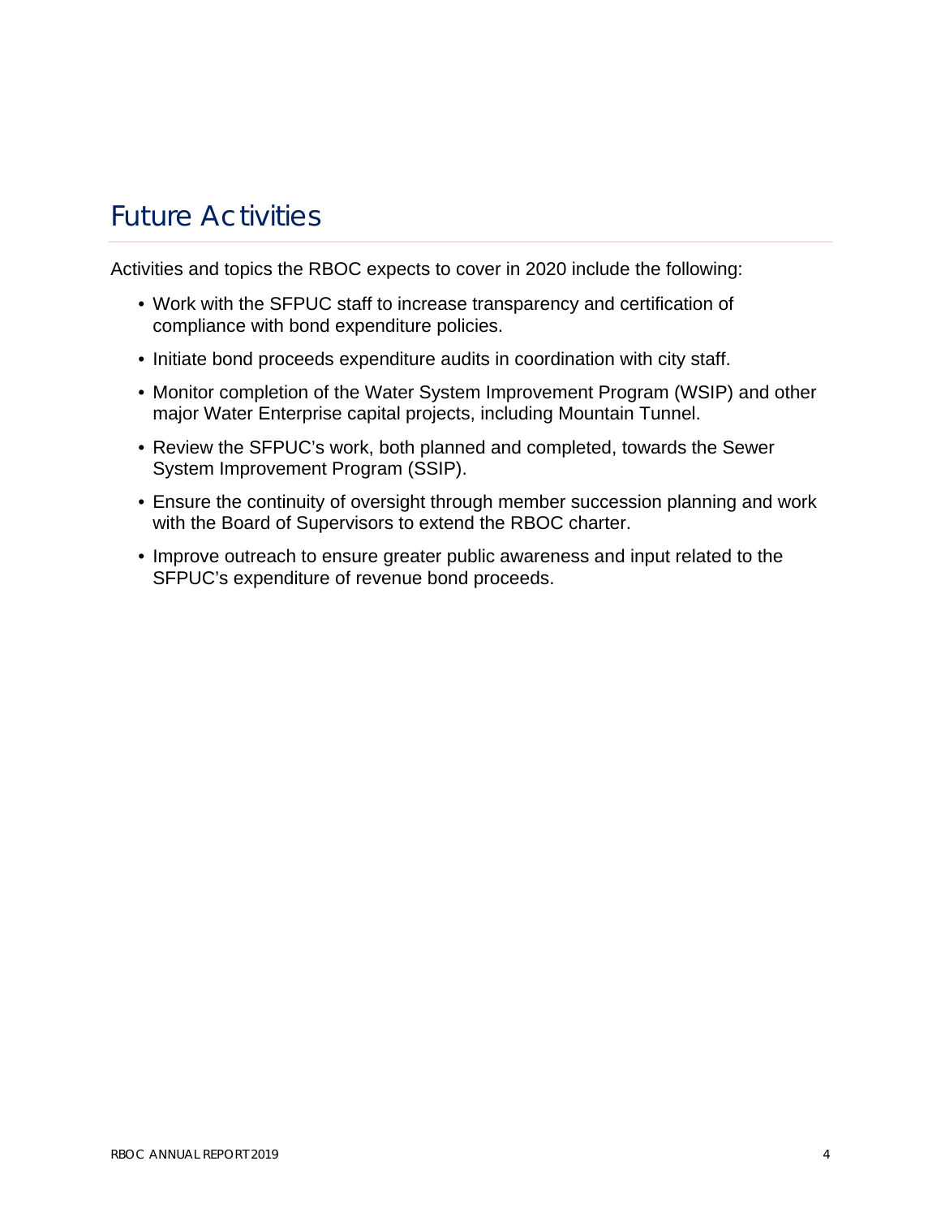## Future Activities

Activities and topics the RBOC expects to cover in 2020 include the following:

- Work with the SFPUC staff to increase transparency and certification of compliance with bond expenditure policies.
- Initiate bond proceeds expenditure audits in coordination with city staff.
- Monitor completion of the Water System Improvement Program (WSIP) and other major Water Enterprise capital projects, including Mountain Tunnel.
- Review the SFPUC's work, both planned and completed, towards the Sewer System Improvement Program (SSIP).
- Ensure the continuity of oversight through member succession planning and work with the Board of Supervisors to extend the RBOC charter.
- Improve outreach to ensure greater public awareness and input related to the SFPUC's expenditure of revenue bond proceeds.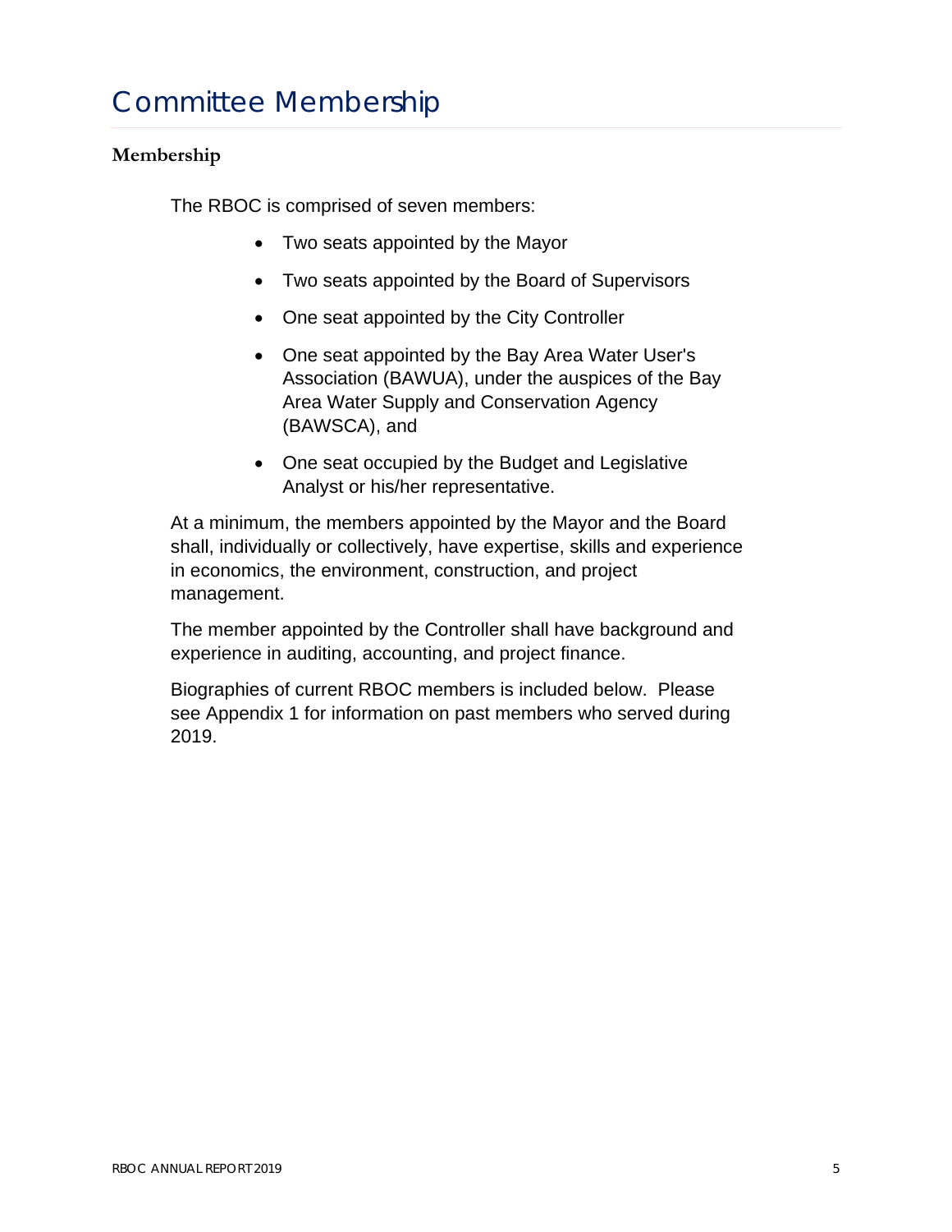# Committee Membership

### Membership

The RBOC is comprised of seven members:

- Two seats appointed by the Mayor
- Two seats appointed by the Board of Supervisors
- One seat appointed by the City Controller
- One seat appointed by the Bay Area Water User's Association (BAWUA), under the auspices of the Bay Area Water Supply and Conservation Agency (BAWSCA), and
- One seat occupied by the Budget and Legislative Analyst or his/her representative.

At a minimum, the members appointed by the Mayor and the Board shall, individually or collectively, have expertise, skills and experience in economics, the environment, construction, and project management.

The member appointed by the Controller shall have background and experience in auditing, accounting, and project finance.

Biographies of current RBOC members is included below. Please see Appendix 1 for information on past members who served during 2019.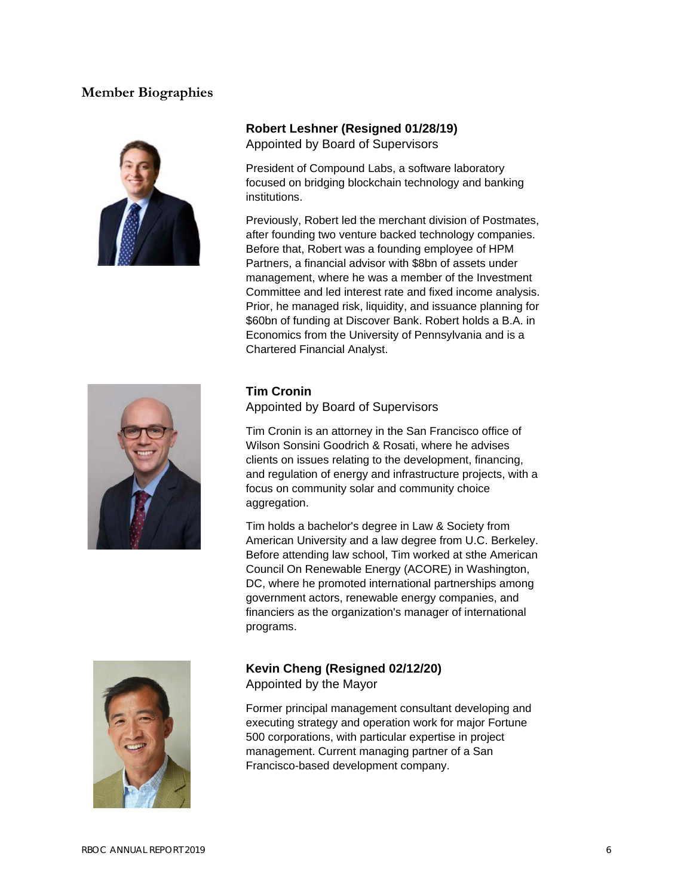## Member Biographies

### Robert Leshner (Resigned 01/28/19)

Appointed by Board of Supervisors

President of Compound Labs, a software laboratory focused on bridging blockchain technology and banking institutions.

Previously, Robert led the merchant division of Postmates, after founding two venture backed technology companies. Before that, Robert was a founding employee of HPM Partners, a financial advisor with $8bn of assets under management, where he was a member of the Investment Committee and led interest rate and fixed income analysis. Prior, he managed risk, liquidity, and issuance planning for $60bn of funding at Discover Bank. Robert holds a B.A. in Economics from the University of Pennsylvania and is a Chartered Financial Analyst.

### Tim Cronin

Appointed by Board of Supervisors

Tim Cronin is an attorney in the San Francisco office of Wilson Sonsini Goodrich & Rosati, where he advises clients on issues relating to the development, financing, and regulation of energy and infrastructure projects, with a focus on community solar and community choice aggregation.

Tim holds a bachelor's degree in Law & Society from American University and a law degree from U.C. Berkeley. Before attending law school, Tim worked at sthe American Council On Renewable Energy (ACORE) in Washington, DC, where he promoted international partnerships among government actors, renewable energy companies, and financiers as the organization's manager of international programs.

### Kevin Cheng (Resigned 02/12/20)

Appointed by the Mayor

Former principal management consultant developing and executing strategy and operation work for major Fortune 500 corporations, with particular expertise in project management. Current managing partner of a San Francisco-based development company.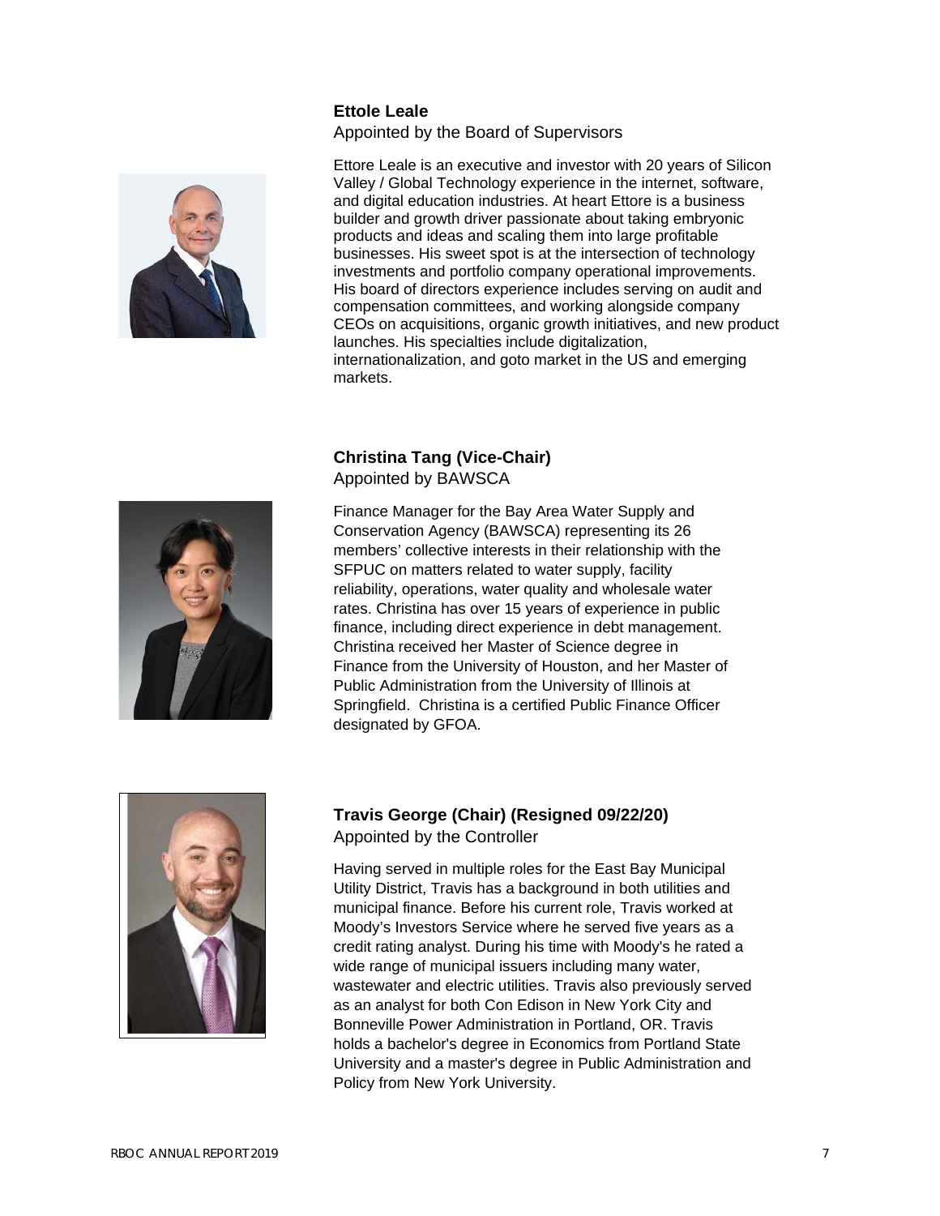**Ettole Leale**
Appointed by the Board of Supervisors

Ettore Leale is an executive and investor with 20 years of Silicon Valley / Global Technology experience in the internet, software, and digital education industries. At heart Ettore is a business builder and growth driver passionate about taking embryonic products and ideas and scaling them into large profitable businesses. His sweet spot is at the intersection of technology investments and portfolio company operational improvements. His board of directors experience includes serving on audit and compensation committees, and working alongside company CEOs on acquisitions, organic growth initiatives, and new product launches. His specialties include digitalization, internationalization, and goto market in the US and emerging markets.

**Christina Tang (Vice-Chair)**
Appointed by BAWSCA

Finance Manager for the Bay Area Water Supply and Conservation Agency (BAWSCA) representing its 26 members' collective interests in their relationship with the SFPUC on matters related to water supply, facility reliability, operations, water quality and wholesale water rates. Christina has over 15 years of experience in public finance, including direct experience in debt management. Christina received her Master of Science degree in Finance from the University of Houston, and her Master of Public Administration from the University of Illinois at Springfield. Christina is a certified Public Finance Officer designated by GFOA.

**Travis George (Chair) (Resigned 09/22/20)**
Appointed by the Controller

Having served in multiple roles for the East Bay Municipal Utility District, Travis has a background in both utilities and municipal finance. Before his current role, Travis worked at Moody's Investors Service where he served five years as a credit rating analyst. During his time with Moody's he rated a wide range of municipal issuers including many water, wastewater and electric utilities. Travis also previously served as an analyst for both Con Edison in New York City and Bonneville Power Administration in Portland, OR. Travis holds a bachelor's degree in Economics from Portland State University and a master's degree in Public Administration and Policy from New York University.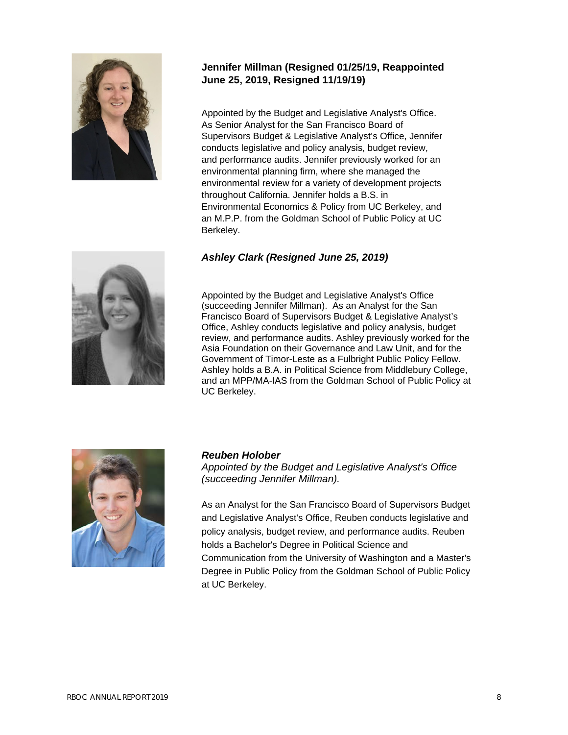**Jennifer Millman (Resigned 01/25/19, Reappointed June 25, 2019, Resigned 11/19/19)**

Appointed by the Budget and Legislative Analyst's Office. As Senior Analyst for the San Francisco Board of Supervisors Budget & Legislative Analyst's Office, Jennifer conducts legislative and policy analysis, budget review, and performance audits. Jennifer previously worked for an environmental planning firm, where she managed the environmental review for a variety of development projects throughout California. Jennifer holds a B.S. in Environmental Economics & Policy from UC Berkeley, and an M.P.P. from the Goldman School of Public Policy at UC Berkeley.

***Ashley Clark (Resigned June 25, 2019)***

Appointed by the Budget and Legislative Analyst's Office (succeeding Jennifer Millman). As an Analyst for the San Francisco Board of Supervisors Budget & Legislative Analyst's Office, Ashley conducts legislative and policy analysis, budget review, and performance audits. Ashley previously worked for the Asia Foundation on their Governance and Law Unit, and for the Government of Timor-Leste as a Fulbright Public Policy Fellow. Ashley holds a B.A. in Political Science from Middlebury College, and an MPP/MA-IAS from the Goldman School of Public Policy at UC Berkeley.

***Reuben Holober***

*Appointed by the Budget and Legislative Analyst's Office (succeeding Jennifer Millman).*

As an Analyst for the San Francisco Board of Supervisors Budget and Legislative Analyst's Office, Reuben conducts legislative and policy analysis, budget review, and performance audits. Reuben holds a Bachelor's Degree in Political Science and Communication from the University of Washington and a Master's Degree in Public Policy from the Goldman School of Public Policy at UC Berkeley.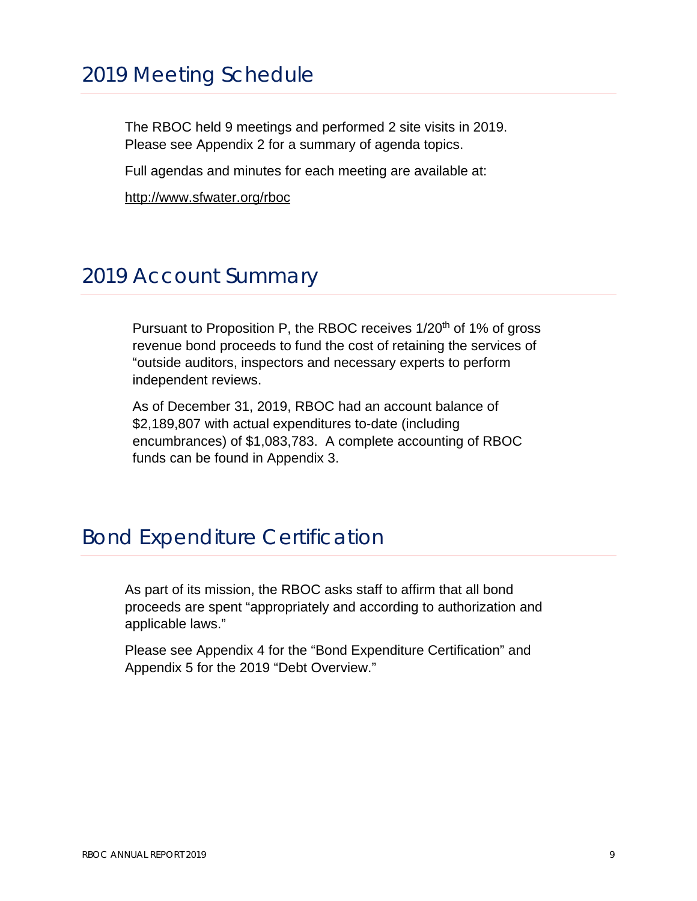## 2019 Meeting Schedule

The RBOC held 9 meetings and performed 2 site visits in 2019. Please see Appendix 2 for a summary of agenda topics.

Full agendas and minutes for each meeting are available at:

http://www.sfwater.org/rboc

## 2019 Account Summary

Pursuant to Proposition P, the RBOC receives 1/20$^{th}$ of 1% of gross revenue bond proceeds to fund the cost of retaining the services of "outside auditors, inspectors and necessary experts to perform independent reviews.

As of December 31, 2019, RBOC had an account balance of $2,189,807 with actual expenditures to-date (including encumbrances) of $1,083,783. A complete accounting of RBOC funds can be found in Appendix 3.

## Bond Expenditure Certification

As part of its mission, the RBOC asks staff to affirm that all bond proceeds are spent "appropriately and according to authorization and applicable laws."

Please see Appendix 4 for the "Bond Expenditure Certification" and Appendix 5 for the 2019 "Debt Overview."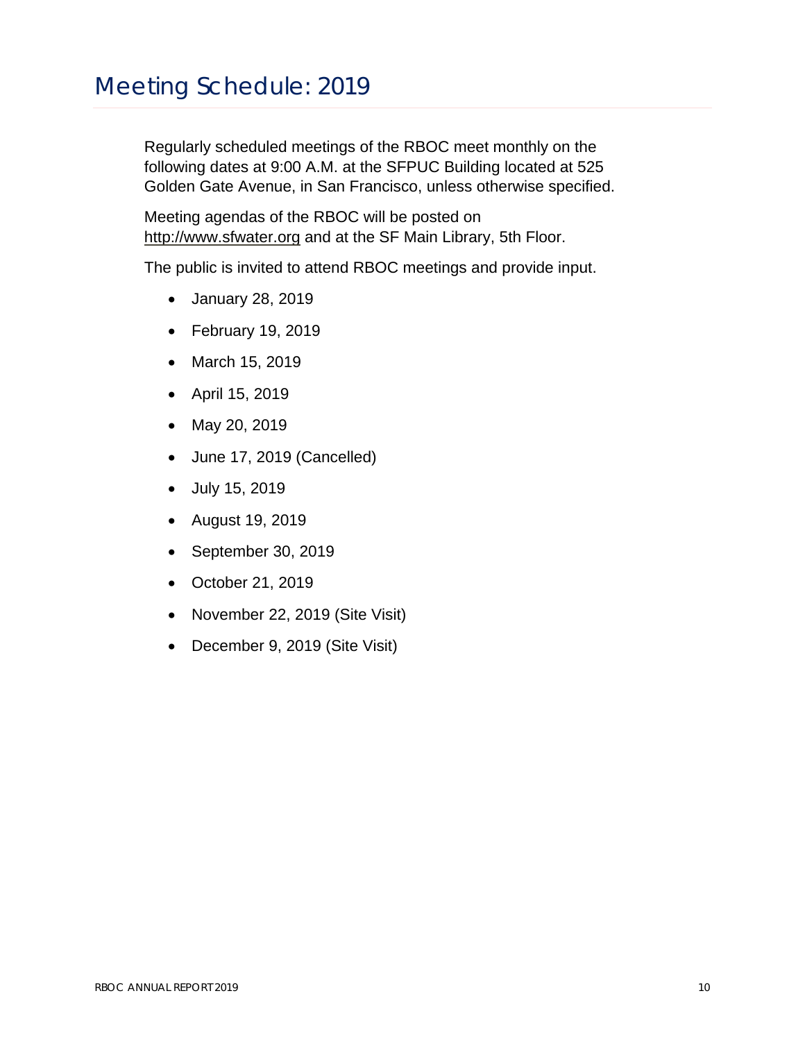# Meeting Schedule: 2019

Regularly scheduled meetings of the RBOC meet monthly on the following dates at 9:00 A.M. at the SFPUC Building located at 525 Golden Gate Avenue, in San Francisco, unless otherwise specified.

Meeting agendas of the RBOC will be posted on http://www.sfwater.org and at the SF Main Library, 5th Floor.

The public is invited to attend RBOC meetings and provide input.

- January 28, 2019
- February 19, 2019
- March 15, 2019
- April 15, 2019
- May 20, 2019
- June 17, 2019 (Cancelled)
- July 15, 2019
- August 19, 2019
- September 30, 2019
- October 21, 2019
- November 22, 2019 (Site Visit)
- December 9, 2019 (Site Visit)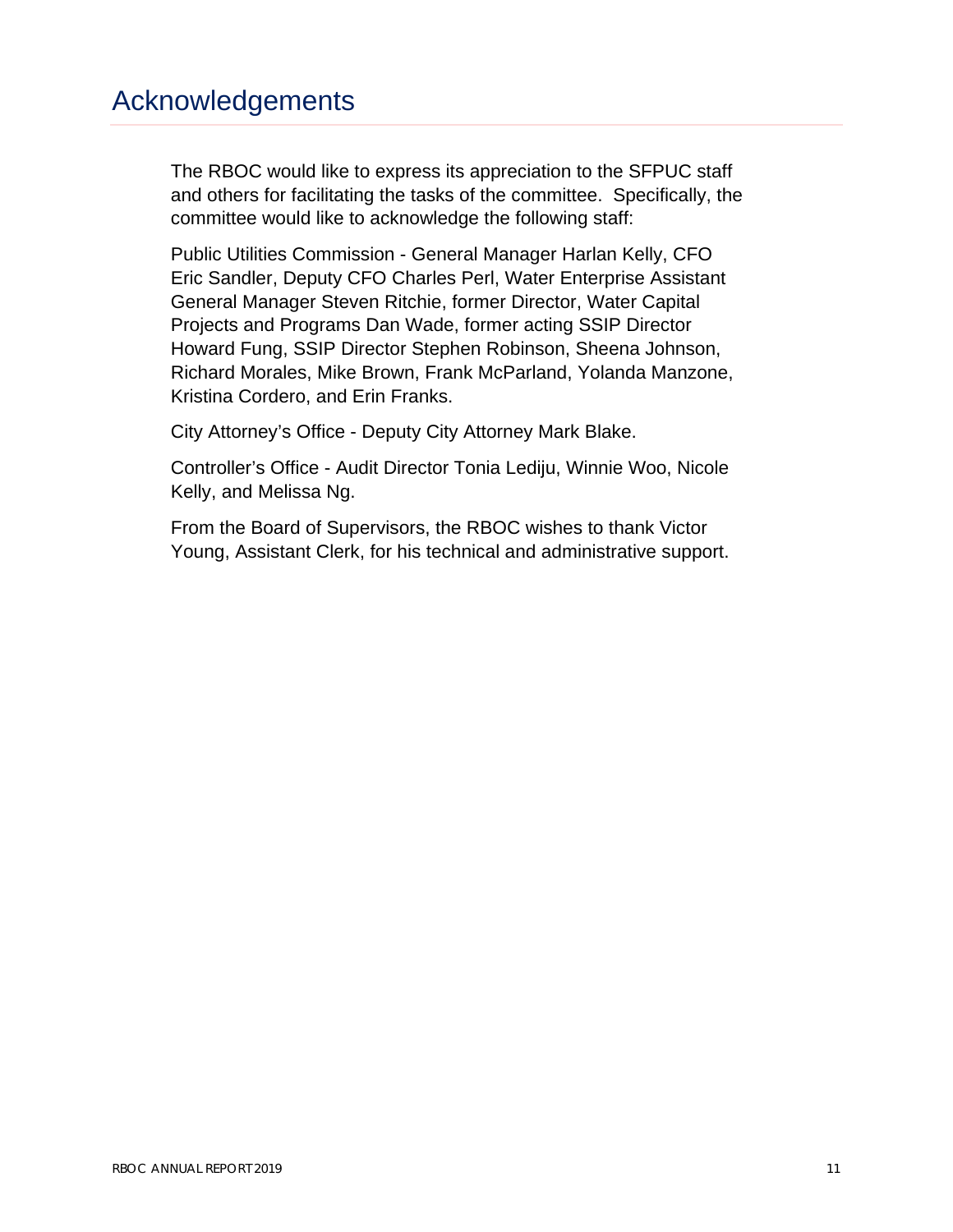# Acknowledgements

The RBOC would like to express its appreciation to the SFPUC staff and others for facilitating the tasks of the committee. Specifically, the committee would like to acknowledge the following staff:

Public Utilities Commission - General Manager Harlan Kelly, CFO Eric Sandler, Deputy CFO Charles Perl, Water Enterprise Assistant General Manager Steven Ritchie, former Director, Water Capital Projects and Programs Dan Wade, former acting SSIP Director Howard Fung, SSIP Director Stephen Robinson, Sheena Johnson, Richard Morales, Mike Brown, Frank McParland, Yolanda Manzone, Kristina Cordero, and Erin Franks.

City Attorney's Office - Deputy City Attorney Mark Blake.

Controller's Office - Audit Director Tonia Lediju, Winnie Woo, Nicole Kelly, and Melissa Ng.

From the Board of Supervisors, the RBOC wishes to thank Victor Young, Assistant Clerk, for his technical and administrative support.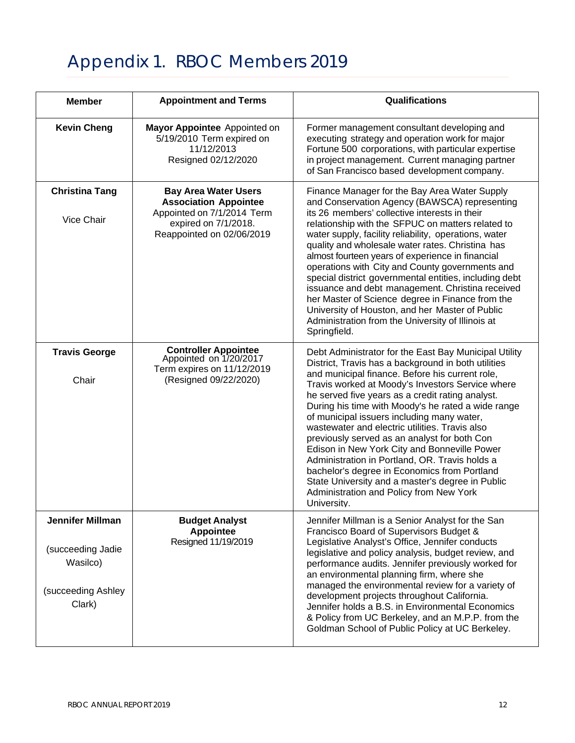# Appendix 1. RBOC Members 2019

| Member | Appointment and Terms | Qualifications |
|---|---|---|
| **Kevin Cheng** | **Mayor Appointee** Appointed on 5/19/2010 Term expired on 11/12/2013 Resigned 02/12/2020 | Former management consultant developing and executing strategy and operation work for major Fortune 500 corporations, with particular expertise in project management. Current managing partner of San Francisco based development company. |
| **Christina Tang** Vice Chair | **Bay Area Water Users Association Appointee** Appointed on 7/1/2014 Term expired on 7/1/2018. Reappointed on 02/06/2019 | Finance Manager for the Bay Area Water Supply and Conservation Agency (BAWSCA) representing its 26 members' collective interests in their relationship with the SFPUC on matters related to water supply, facility reliability, operations, water quality and wholesale water rates. Christina has almost fourteen years of experience in financial operations with City and County governments and special district governmental entities, including debt issuance and debt management. Christina received her Master of Science degree in Finance from the University of Houston, and her Master of Public Administration from the University of Illinois at Springfield. |
| **Travis George** Chair | **Controller Appointee** Appointed on 1/20/2017 Term expires on 11/12/2019 (Resigned 09/22/2020) | Debt Administrator for the East Bay Municipal Utility District, Travis has a background in both utilities and municipal finance. Before his current role, Travis worked at Moody's Investors Service where he served five years as a credit rating analyst. During his time with Moody's he rated a wide range of municipal issuers including many water, wastewater and electric utilities. Travis also previously served as an analyst for both Con Edison in New York City and Bonneville Power Administration in Portland, OR. Travis holds a bachelor's degree in Economics from Portland State University and a master's degree in Public Administration and Policy from New York University. |
| **Jennifer Millman** (succeeding Jadie Wasilco) (succeeding Ashley Clark) | **Budget Analyst Appointee** Resigned 11/19/2019 | Jennifer Millman is a Senior Analyst for the San Francisco Board of Supervisors Budget & Legislative Analyst's Office, Jennifer conducts legislative and policy analysis, budget review, and performance audits. Jennifer previously worked for an environmental planning firm, where she managed the environmental review for a variety of development projects throughout California. Jennifer holds a B.S. in Environmental Economics & Policy from UC Berkeley, and an M.P.P. from the Goldman School of Public Policy at UC Berkeley. |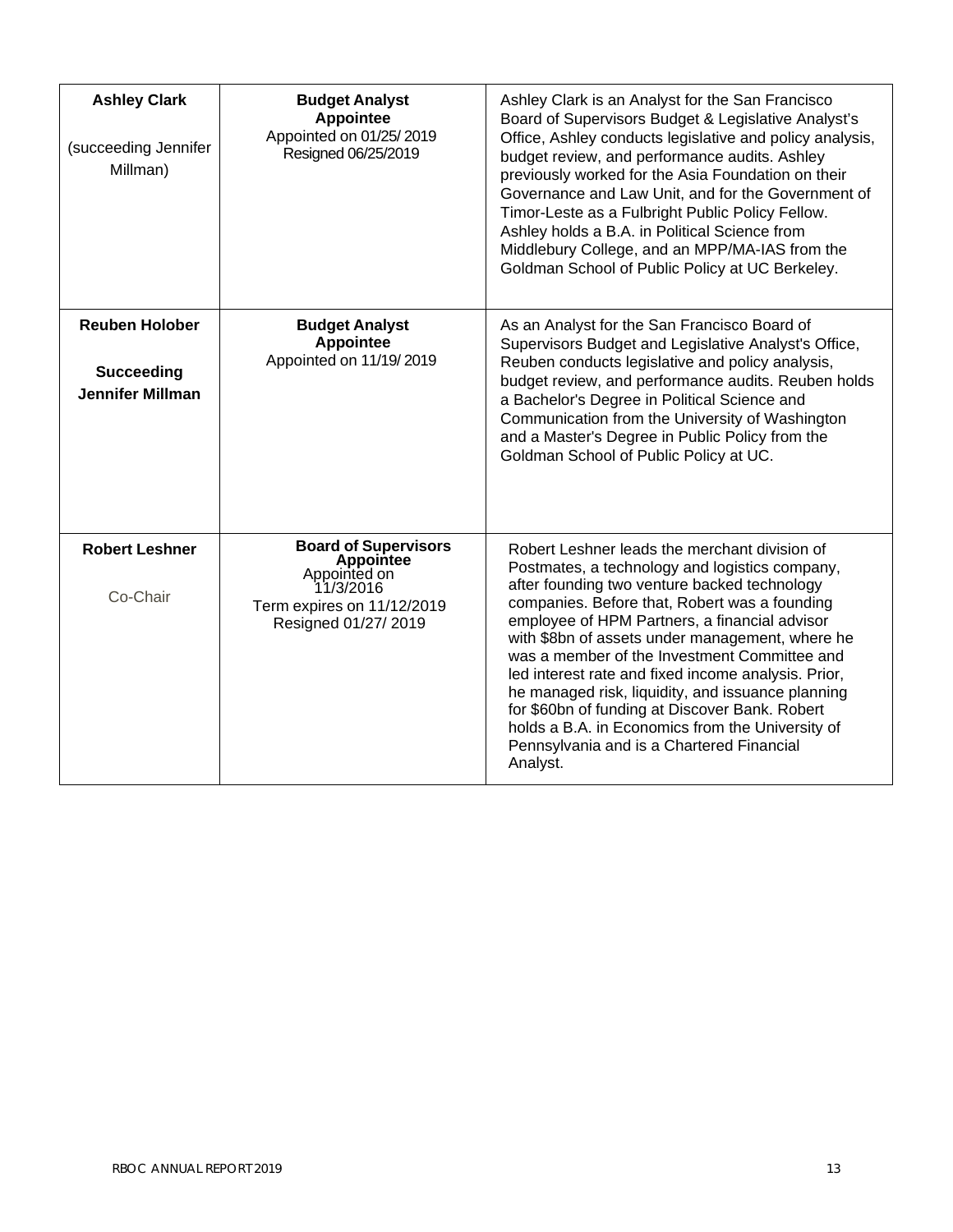| | | |
|---|---|---|
| **Ashley Clark**<br><br>(succeeding Jennifer Millman) | **Budget Analyst Appointee**<br>Appointed on 01/25/ 2019<br>Resigned 06/25/2019 | Ashley Clark is an Analyst for the San Francisco Board of Supervisors Budget & Legislative Analyst's Office, Ashley conducts legislative and policy analysis, budget review, and performance audits. Ashley previously worked for the Asia Foundation on their Governance and Law Unit, and for the Government of Timor-Leste as a Fulbright Public Policy Fellow. Ashley holds a B.A. in Political Science from Middlebury College, and an MPP/MA-IAS from the Goldman School of Public Policy at UC Berkeley. |
| **Reuben Holober**<br><br>**Succeeding Jennifer Millman** | **Budget Analyst Appointee**<br>Appointed on 11/19/ 2019 | As an Analyst for the San Francisco Board of Supervisors Budget and Legislative Analyst's Office, Reuben conducts legislative and policy analysis, budget review, and performance audits. Reuben holds a Bachelor's Degree in Political Science and Communication from the University of Washington and a Master's Degree in Public Policy from the Goldman School of Public Policy at UC. |
| **Robert Leshner**<br><br>Co-Chair | **Board of Supervisors Appointee**<br>Appointed on 11/3/2016<br>Term expires on 11/12/2019<br>Resigned 01/27/ 2019 | Robert Leshner leads the merchant division of Postmates, a technology and logistics company, after founding two venture backed technology companies. Before that, Robert was a founding employee of HPM Partners, a financial advisor with \$8bn of assets under management, where he was a member of the Investment Committee and led interest rate and fixed income analysis. Prior, he managed risk, liquidity, and issuance planning for \$60bn of funding at Discover Bank. Robert holds a B.A. in Economics from the University of Pennsylvania and is a Chartered Financial Analyst. |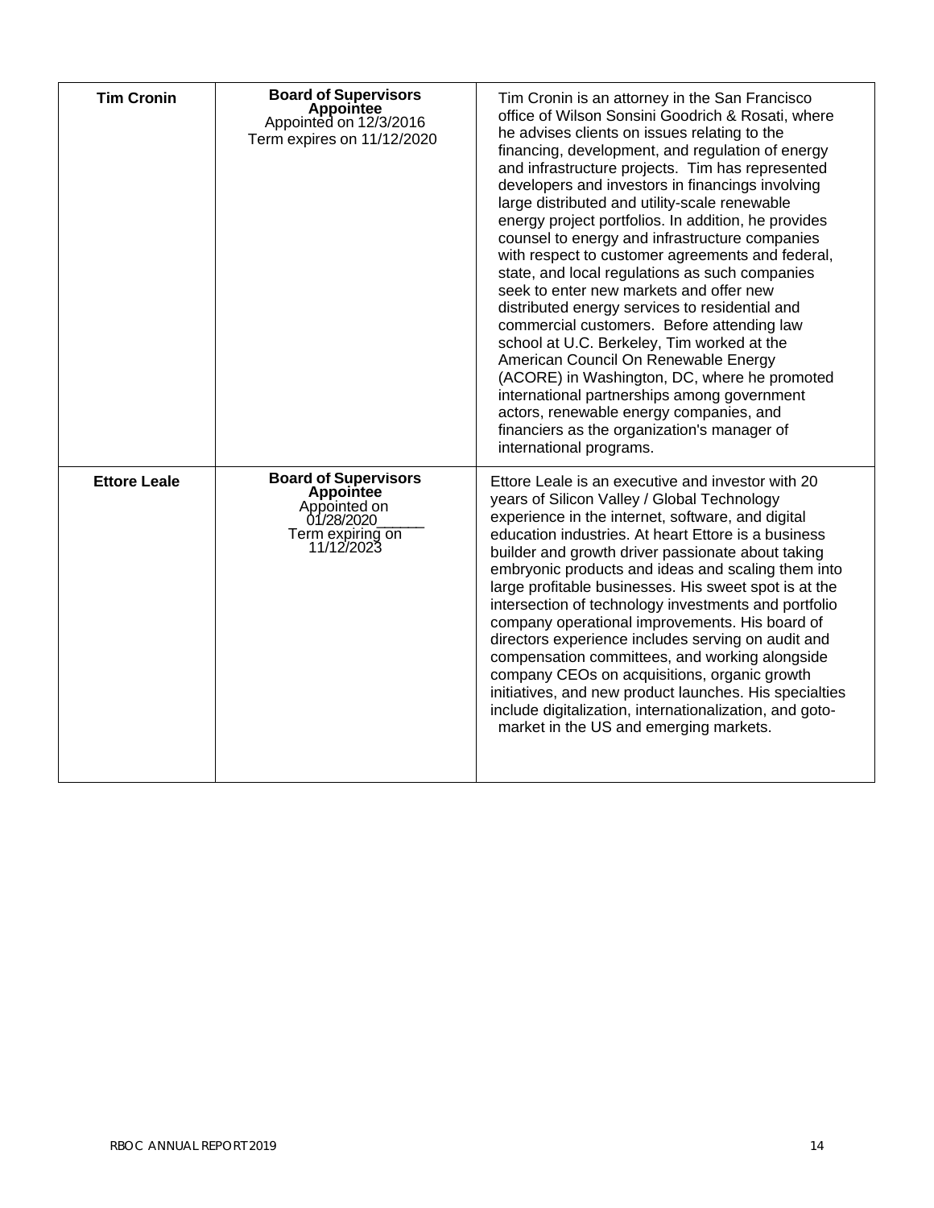| | | |
|---|---|---|
| **Tim Cronin** | **Board of Supervisors Appointee** Appointed on 12/3/2016 Term expires on 11/12/2020 | Tim Cronin is an attorney in the San Francisco office of Wilson Sonsini Goodrich & Rosati, where he advises clients on issues relating to the financing, development, and regulation of energy and infrastructure projects. Tim has represented developers and investors in financings involving large distributed and utility-scale renewable energy project portfolios. In addition, he provides counsel to energy and infrastructure companies with respect to customer agreements and federal, state, and local regulations as such companies seek to enter new markets and offer new distributed energy services to residential and commercial customers. Before attending law school at U.C. Berkeley, Tim worked at the American Council On Renewable Energy (ACORE) in Washington, DC, where he promoted international partnerships among government actors, renewable energy companies, and financiers as the organization's manager of international programs. |
| **Ettore Leale** | **Board of Supervisors Appointee** Appointed on 01/28/2020______ Term expiring on 11/12/2023 | Ettore Leale is an executive and investor with 20 years of Silicon Valley / Global Technology experience in the internet, software, and digital education industries. At heart Ettore is a business builder and growth driver passionate about taking embryonic products and ideas and scaling them into large profitable businesses. His sweet spot is at the intersection of technology investments and portfolio company operational improvements. His board of directors experience includes serving on audit and compensation committees, and working alongside company CEOs on acquisitions, organic growth initiatives, and new product launches. His specialties include digitalization, internationalization, and goto-market in the US and emerging markets. |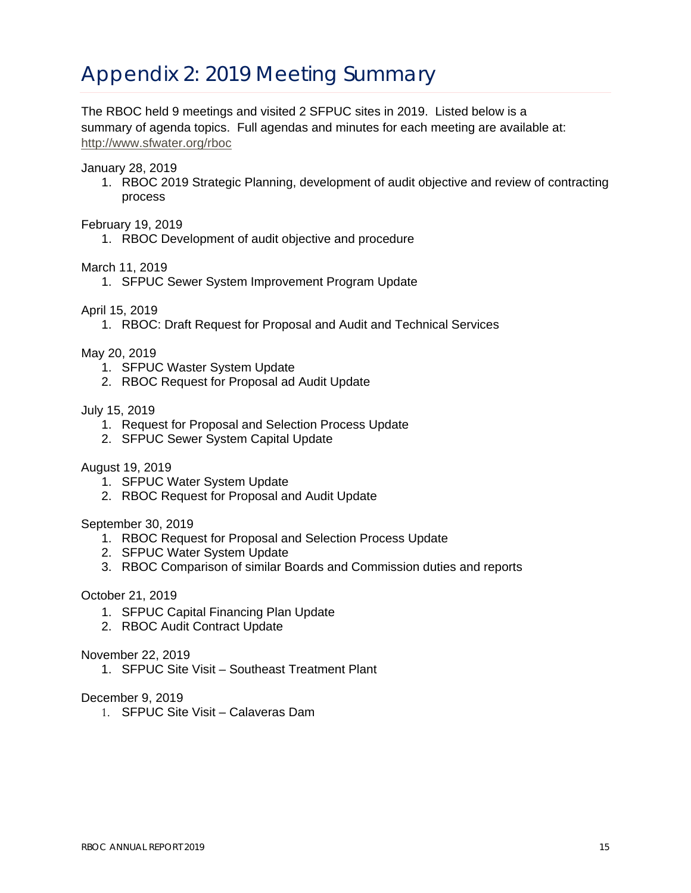# Appendix 2: 2019 Meeting Summary

The RBOC held 9 meetings and visited 2 SFPUC sites in 2019. Listed below is a summary of agenda topics. Full agendas and minutes for each meeting are available at: http://www.sfwater.org/rboc

January 28, 2019

1. RBOC 2019 Strategic Planning, development of audit objective and review of contracting process

February 19, 2019

1. RBOC Development of audit objective and procedure

March 11, 2019

1. SFPUC Sewer System Improvement Program Update

April 15, 2019

1. RBOC: Draft Request for Proposal and Audit and Technical Services

May 20, 2019

1. SFPUC Waster System Update
2. RBOC Request for Proposal ad Audit Update

July 15, 2019

1. Request for Proposal and Selection Process Update
2. SFPUC Sewer System Capital Update

August 19, 2019

1. SFPUC Water System Update
2. RBOC Request for Proposal and Audit Update

September 30, 2019

1. RBOC Request for Proposal and Selection Process Update
2. SFPUC Water System Update
3. RBOC Comparison of similar Boards and Commission duties and reports

October 21, 2019

1. SFPUC Capital Financing Plan Update
2. RBOC Audit Contract Update

November 22, 2019

1. SFPUC Site Visit – Southeast Treatment Plant

December 9, 2019

1. SFPUC Site Visit – Calaveras Dam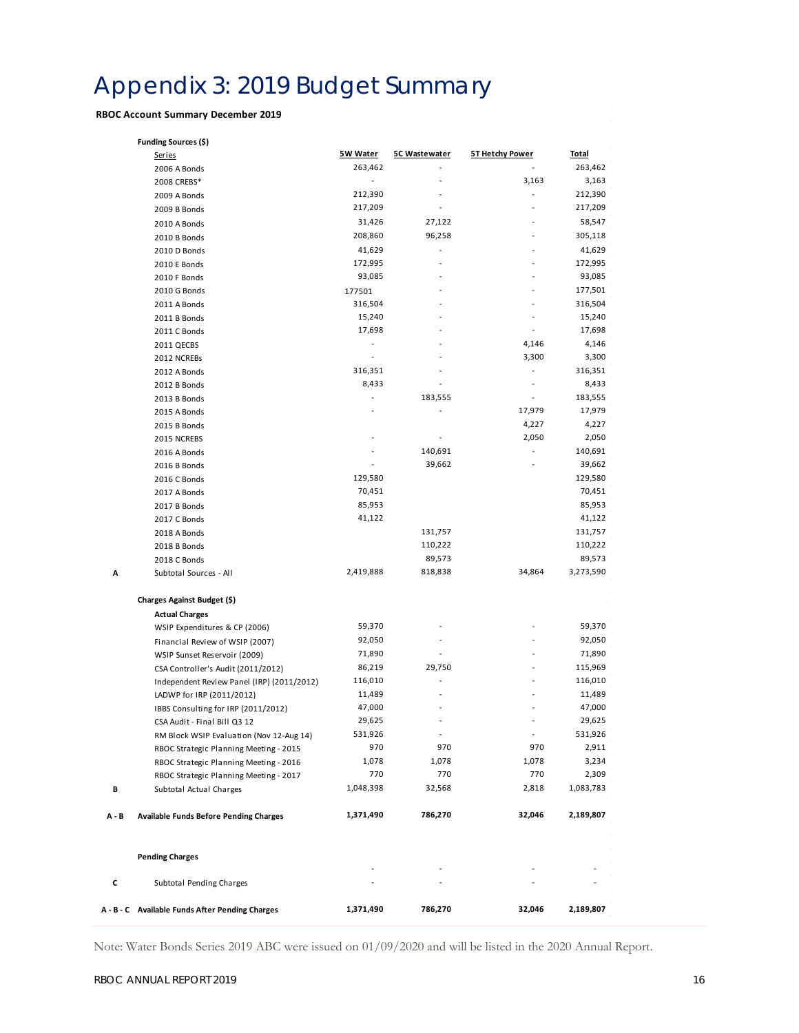# Appendix 3: 2019 Budget Summary

**RBOC Account Summary December 2019**

| | **Funding Sources ($)** | | | | |
|---|---|---|---|---|---|
| | Series | 5W Water | 5C Wastewater | 5T Hetchy Power | Total |
| | 2006 A Bonds | 263,462 | - | - | 263,462 |
| | 2008 CREBS* | - | - | 3,163 | 3,163 |
| | 2009 A Bonds | 212,390 | - | - | 212,390 |
| | 2009 B Bonds | 217,209 | - | - | 217,209 |
| | 2010 A Bonds | 31,426 | 27,122 | - | 58,547 |
| | 2010 B Bonds | 208,860 | 96,258 | - | 305,118 |
| | 2010 D Bonds | 41,629 | - | - | 41,629 |
| | 2010 E Bonds | 172,995 | - | - | 172,995 |
| | 2010 F Bonds | 93,085 | - | - | 93,085 |
| | 2010 G Bonds | 177501 | - | - | 177,501 |
| | 2011 A Bonds | 316,504 | - | - | 316,504 |
| | 2011 B Bonds | 15,240 | - | - | 15,240 |
| | 2011 C Bonds | 17,698 | - | - | 17,698 |
| | 2011 QECBS | - | - | 4,146 | 4,146 |
| | 2012 NCREBs | - | - | 3,300 | 3,300 |
| | 2012 A Bonds | 316,351 | - | - | 316,351 |
| | 2012 B Bonds | 8,433 | - | - | 8,433 |
| | 2013 B Bonds | - | 183,555 | - | 183,555 |
| | 2015 A Bonds | - | - | 17,979 | 17,979 |
| | 2015 B Bonds | | | 4,227 | 4,227 |
| | 2015 NCREBS | - | - | 2,050 | 2,050 |
| | 2016 A Bonds | - | 140,691 | - | 140,691 |
| | 2016 B Bonds | - | 39,662 | - | 39,662 |
| | 2016 C Bonds | 129,580 | | | 129,580 |
| | 2017 A Bonds | 70,451 | | | 70,451 |
| | 2017 B Bonds | 85,953 | | | 85,953 |
| | 2017 C Bonds | 41,122 | | | 41,122 |
| | 2018 A Bonds | | 131,757 | | 131,757 |
| | 2018 B Bonds | | 110,222 | | 110,222 |
| | 2018 C Bonds | | 89,573 | | 89,573 |
| A | Subtotal Sources - All | 2,419,888 | 818,838 | 34,864 | 3,273,590 |
| | **Charges Against Budget ($)** | | | | |
| | **Actual Charges** | | | | |
| | WSIP Expenditures & CP (2006) | 59,370 | - | - | 59,370 |
| | Financial Review of WSIP (2007) | 92,050 | - | - | 92,050 |
| | WSIP Sunset Reservoir (2009) | 71,890 | - | - | 71,890 |
| | CSA Controller's Audit (2011/2012) | 86,219 | 29,750 | - | 115,969 |
| | Independent Review Panel (IRP) (2011/2012) | 116,010 | - | - | 116,010 |
| | LADWP for IRP (2011/2012) | 11,489 | - | - | 11,489 |
| | IBBS Consulting for IRP (2011/2012) | 47,000 | - | - | 47,000 |
| | CSA Audit - Final Bill Q3 12 | 29,625 | - | - | 29,625 |
| | RM Block WSIP Evaluation (Nov 12-Aug 14) | 531,926 | - | - | 531,926 |
| | RBOC Strategic Planning Meeting - 2015 | 970 | 970 | 970 | 2,911 |
| | RBOC Strategic Planning Meeting - 2016 | 1,078 | 1,078 | 1,078 | 3,234 |
| | RBOC Strategic Planning Meeting - 2017 | 770 | 770 | 770 | 2,309 |
| B | Subtotal Actual Charges | 1,048,398 | 32,568 | 2,818 | 1,083,783 |
| **A - B** | **Available Funds Before Pending Charges** | **1,371,490** | **786,270** | **32,046** | **2,189,807** |
| | **Pending Charges** | | | | |
| | | - | - | - | - |
| C | Subtotal Pending Charges | - | - | - | - |
| **A - B - C** | **Available Funds After Pending Charges** | **1,371,490** | **786,270** | **32,046** | **2,189,807** |

Note: Water Bonds Series 2019 ABC were issued on 01/09/2020 and will be listed in the 2020 Annual Report.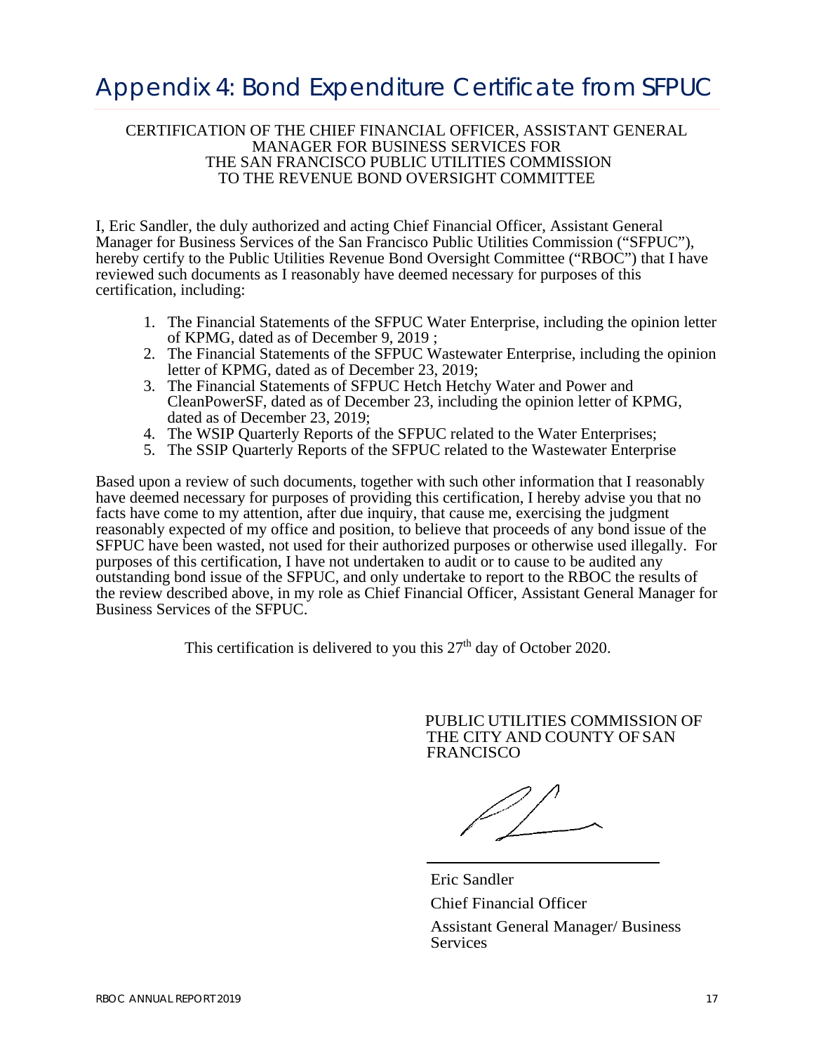# Appendix 4: Bond Expenditure Certificate from SFPUC

CERTIFICATION OF THE CHIEF FINANCIAL OFFICER, ASSISTANT GENERAL MANAGER FOR BUSINESS SERVICES FOR THE SAN FRANCISCO PUBLIC UTILITIES COMMISSION TO THE REVENUE BOND OVERSIGHT COMMITTEE

I, Eric Sandler, the duly authorized and acting Chief Financial Officer, Assistant General Manager for Business Services of the San Francisco Public Utilities Commission ("SFPUC"), hereby certify to the Public Utilities Revenue Bond Oversight Committee ("RBOC") that I have reviewed such documents as I reasonably have deemed necessary for purposes of this certification, including:

1. The Financial Statements of the SFPUC Water Enterprise, including the opinion letter of KPMG, dated as of December 9, 2019 ;
2. The Financial Statements of the SFPUC Wastewater Enterprise, including the opinion letter of KPMG, dated as of December 23, 2019;
3. The Financial Statements of SFPUC Hetch Hetchy Water and Power and CleanPowerSF, dated as of December 23, including the opinion letter of KPMG, dated as of December 23, 2019;
4. The WSIP Quarterly Reports of the SFPUC related to the Water Enterprises;
5. The SSIP Quarterly Reports of the SFPUC related to the Wastewater Enterprise

Based upon a review of such documents, together with such other information that I reasonably have deemed necessary for purposes of providing this certification, I hereby advise you that no facts have come to my attention, after due inquiry, that cause me, exercising the judgment reasonably expected of my office and position, to believe that proceeds of any bond issue of the SFPUC have been wasted, not used for their authorized purposes or otherwise used illegally. For purposes of this certification, I have not undertaken to audit or to cause to be audited any outstanding bond issue of the SFPUC, and only undertake to report to the RBOC the results of the review described above, in my role as Chief Financial Officer, Assistant General Manager for Business Services of the SFPUC.

This certification is delivered to you this 27th day of October 2020.

PUBLIC UTILITIES COMMISSION OF THE CITY AND COUNTY OF SAN FRANCISCO

Eric Sandler
Chief Financial Officer
Assistant General Manager/ Business Services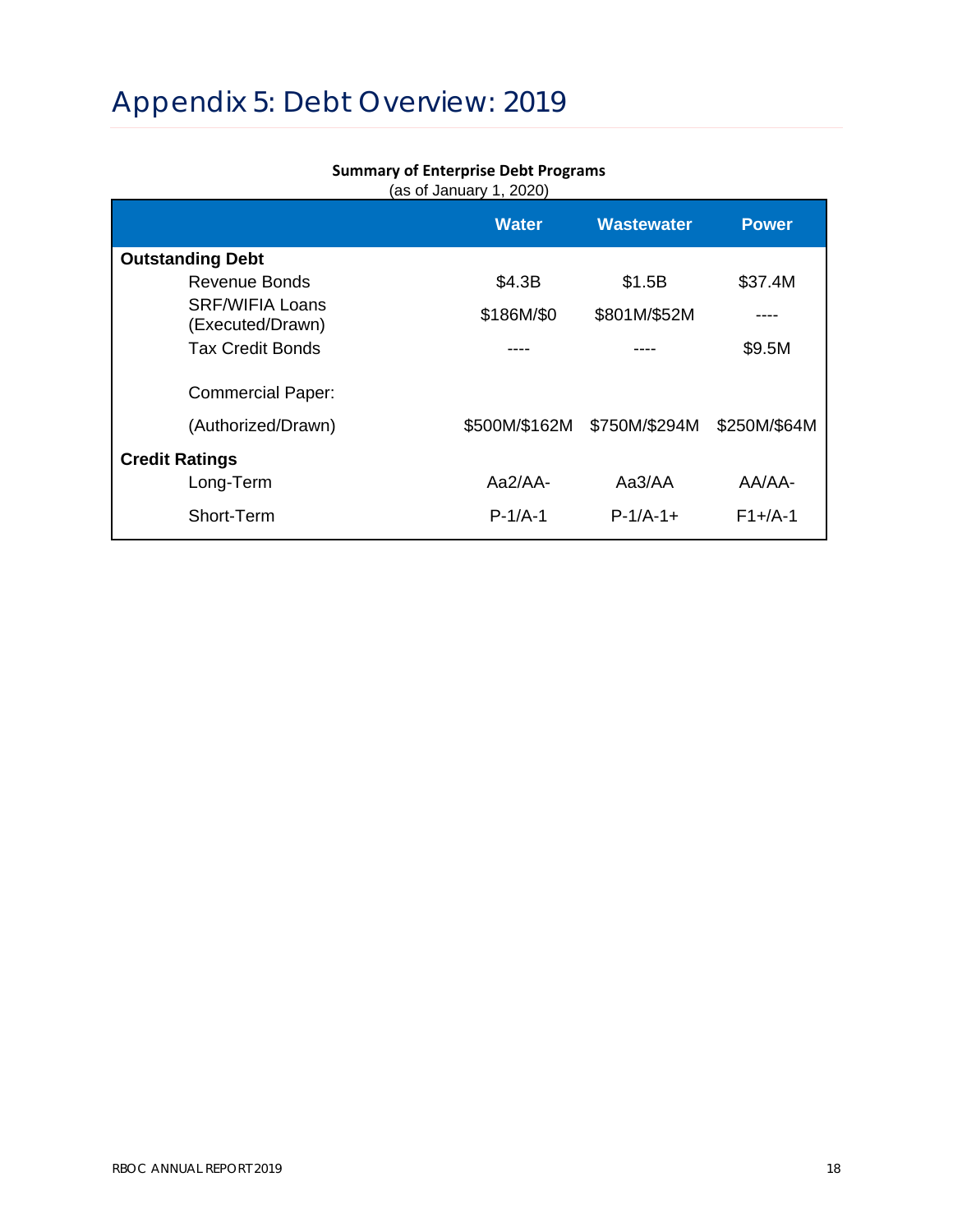# Appendix 5: Debt Overview: 2019

**Summary of Enterprise Debt Programs**
(as of January 1, 2020)

| | Water | Wastewater | Power |
|---|---|---|---|
| **Outstanding Debt** | | | |
| Revenue Bonds | $4.3B | $1.5B | $37.4M |
| SRF/WIFIA Loans (Executed/Drawn) | $186M/$0 | $801M/$52M | ---- |
| Tax Credit Bonds | ---- | ---- | $9.5M |
| Commercial Paper: (Authorized/Drawn) | $500M/$162M | $750M/$294M | $250M/$64M |
| **Credit Ratings** | | | |
| Long-Term | Aa2/AA- | Aa3/AA | AA/AA- |
| Short-Term | P-1/A-1 | P-1/A-1+ | F1+/A-1 |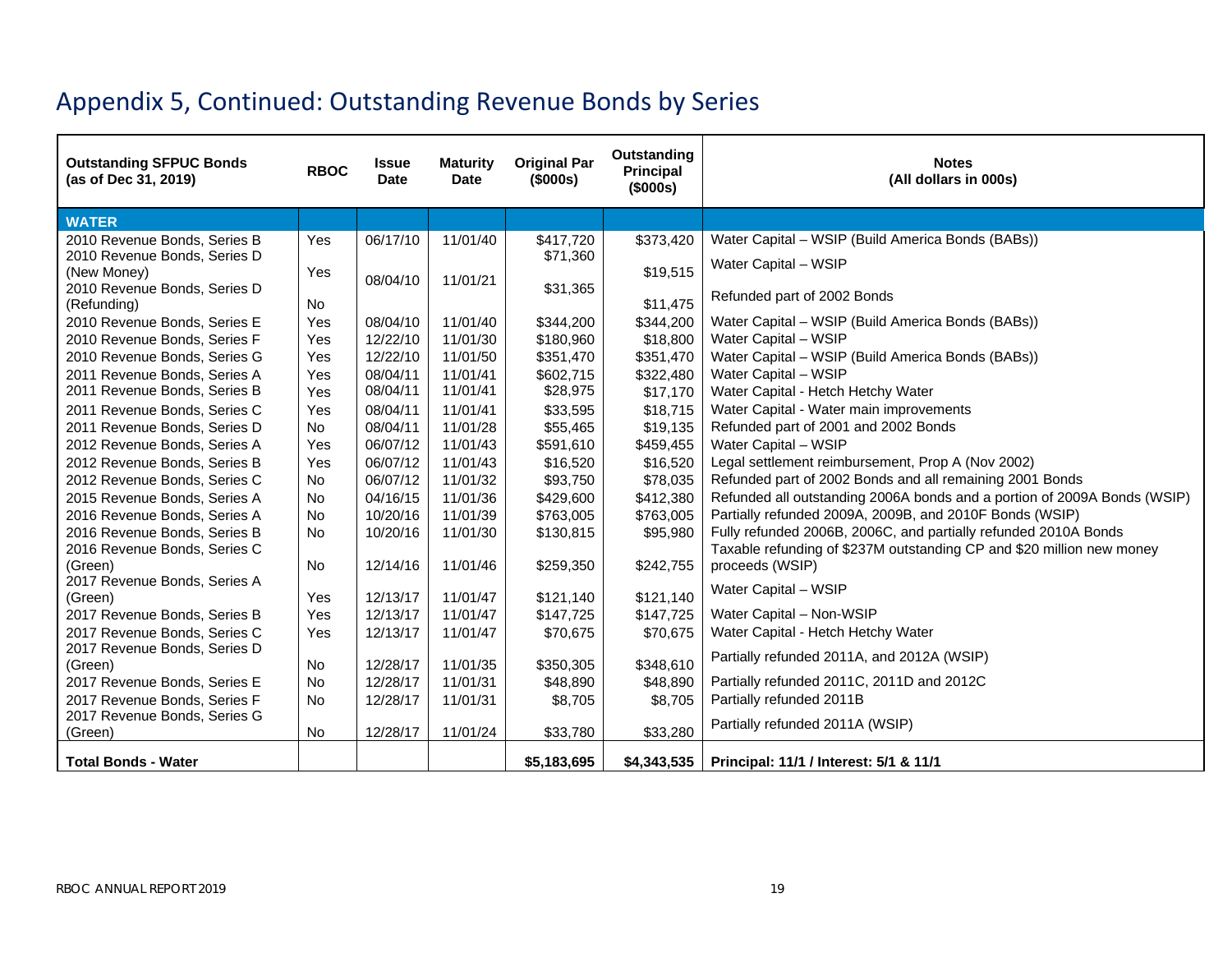# Appendix 5, Continued: Outstanding Revenue Bonds by Series

| Outstanding SFPUC Bonds (as of Dec 31, 2019) | RBOC | Issue Date | Maturity Date | Original Par ($000s) | Outstanding Principal ($000s) | Notes (All dollars in 000s) |
|---|---|---|---|---|---|---|
| **WATER** | | | | | | |
| 2010 Revenue Bonds, Series B | Yes | 06/17/10 | 11/01/40 | $417,720 | $373,420 | Water Capital – WSIP (Build America Bonds (BABs)) |
| 2010 Revenue Bonds, Series D (New Money) | Yes | 08/04/10 | 11/01/21 | $71,360 | $19,515 | Water Capital – WSIP |
| 2010 Revenue Bonds, Series D (Refunding) | No | | | $31,365 | $11,475 | Refunded part of 2002 Bonds |
| 2010 Revenue Bonds, Series E | Yes | 08/04/10 | 11/01/40 | $344,200 | $344,200 | Water Capital – WSIP (Build America Bonds (BABs)) |
| 2010 Revenue Bonds, Series F | Yes | 12/22/10 | 11/01/30 | $180,960 | $18,800 | Water Capital – WSIP |
| 2010 Revenue Bonds, Series G | Yes | 12/22/10 | 11/01/50 | $351,470 | $351,470 | Water Capital – WSIP (Build America Bonds (BABs)) |
| 2011 Revenue Bonds, Series A | Yes | 08/04/11 | 11/01/41 | $602,715 | $322,480 | Water Capital – WSIP |
| 2011 Revenue Bonds, Series B | Yes | 08/04/11 | 11/01/41 | $28,975 | $17,170 | Water Capital - Hetch Hetchy Water |
| 2011 Revenue Bonds, Series C | Yes | 08/04/11 | 11/01/41 | $33,595 | $18,715 | Water Capital - Water main improvements |
| 2011 Revenue Bonds, Series D | No | 08/04/11 | 11/01/28 | $55,465 | $19,135 | Refunded part of 2001 and 2002 Bonds |
| 2012 Revenue Bonds, Series A | Yes | 06/07/12 | 11/01/43 | $591,610 | $459,455 | Water Capital – WSIP |
| 2012 Revenue Bonds, Series B | Yes | 06/07/12 | 11/01/43 | $16,520 | $16,520 | Legal settlement reimbursement, Prop A (Nov 2002) |
| 2012 Revenue Bonds, Series C | No | 06/07/12 | 11/01/32 | $93,750 | $78,035 | Refunded part of 2002 Bonds and all remaining 2001 Bonds |
| 2015 Revenue Bonds, Series A | No | 04/16/15 | 11/01/36 | $429,600 | $412,380 | Refunded all outstanding 2006A bonds and a portion of 2009A Bonds (WSIP) |
| 2016 Revenue Bonds, Series A | No | 10/20/16 | 11/01/39 | $763,005 | $763,005 | Partially refunded 2009A, 2009B, and 2010F Bonds (WSIP) |
| 2016 Revenue Bonds, Series B | No | 10/20/16 | 11/01/30 | $130,815 | $95,980 | Fully refunded 2006B, 2006C, and partially refunded 2010A Bonds |
| 2016 Revenue Bonds, Series C (Green) | No | 12/14/16 | 11/01/46 | $259,350 | $242,755 | Taxable refunding of $237M outstanding CP and $20 million new money proceeds (WSIP) |
| 2017 Revenue Bonds, Series A (Green) | Yes | 12/13/17 | 11/01/47 | $121,140 | $121,140 | Water Capital – WSIP |
| 2017 Revenue Bonds, Series B | Yes | 12/13/17 | 11/01/47 | $147,725 | $147,725 | Water Capital – Non-WSIP |
| 2017 Revenue Bonds, Series C | Yes | 12/13/17 | 11/01/47 | $70,675 | $70,675 | Water Capital - Hetch Hetchy Water |
| 2017 Revenue Bonds, Series D (Green) | No | 12/28/17 | 11/01/35 | $350,305 | $348,610 | Partially refunded 2011A, and 2012A (WSIP) |
| 2017 Revenue Bonds, Series E | No | 12/28/17 | 11/01/31 | $48,890 | $48,890 | Partially refunded 2011C, 2011D and 2012C |
| 2017 Revenue Bonds, Series F | No | 12/28/17 | 11/01/31 | $8,705 | $8,705 | Partially refunded 2011B |
| 2017 Revenue Bonds, Series G (Green) | No | 12/28/17 | 11/01/24 | $33,780 | $33,280 | Partially refunded 2011A (WSIP) |
| **Total Bonds - Water** | | | | **$5,183,695** | **$4,343,535** | **Principal: 11/1 / Interest: 5/1 & 11/1** |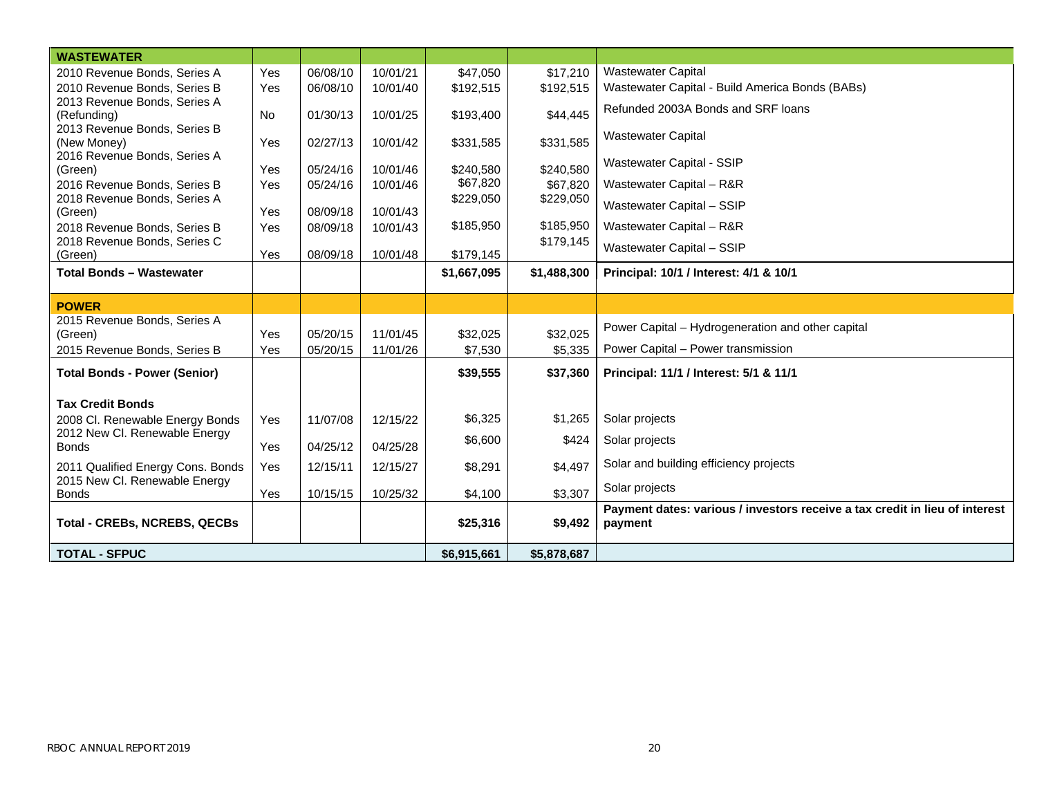| WASTEWATER | | | | | | |
|---|---|---|---|---|---|---|
| 2010 Revenue Bonds, Series A | Yes | 06/08/10 | 10/01/21 | $47,050 | $17,210 | Wastewater Capital |
| 2010 Revenue Bonds, Series B | Yes | 06/08/10 | 10/01/40 | $192,515 | $192,515 | Wastewater Capital - Build America Bonds (BABs) |
| 2013 Revenue Bonds, Series A (Refunding) | No | 01/30/13 | 10/01/25 | $193,400 | $44,445 | Refunded 2003A Bonds and SRF loans |
| 2013 Revenue Bonds, Series B (New Money) | Yes | 02/27/13 | 10/01/42 | $331,585 | $331,585 | Wastewater Capital |
| 2016 Revenue Bonds, Series A (Green) | Yes | 05/24/16 | 10/01/46 | $240,580 | $240,580 | Wastewater Capital - SSIP |
| 2016 Revenue Bonds, Series B | Yes | 05/24/16 | 10/01/46 | $67,820 | $67,820 | Wastewater Capital – R&R |
| 2018 Revenue Bonds, Series A (Green) | Yes | 08/09/18 | 10/01/43 | $229,050 | $229,050 | Wastewater Capital – SSIP |
| 2018 Revenue Bonds, Series B | Yes | 08/09/18 | 10/01/43 | $185,950 | $185,950 | Wastewater Capital – R&R |
| 2018 Revenue Bonds, Series C (Green) | Yes | 08/09/18 | 10/01/48 | $179,145 | $179,145 | Wastewater Capital – SSIP |
| **Total Bonds – Wastewater** | | | | **$1,667,095** | **$1,488,300** | **Principal: 10/1 / Interest: 4/1 & 10/1** |
| **POWER** | | | | | | |
| 2015 Revenue Bonds, Series A (Green) | Yes | 05/20/15 | 11/01/45 | $32,025 | $32,025 | Power Capital – Hydrogeneration and other capital |
| 2015 Revenue Bonds, Series B | Yes | 05/20/15 | 11/01/26 | $7,530 | $5,335 | Power Capital – Power transmission |
| **Total Bonds - Power (Senior)** | | | | **$39,555** | **$37,360** | **Principal: 11/1 / Interest: 5/1 & 11/1** |
| **Tax Credit Bonds** | | | | | | |
| 2008 Cl. Renewable Energy Bonds | Yes | 11/07/08 | 12/15/22 | $6,325 | $1,265 | Solar projects |
| 2012 New Cl. Renewable Energy Bonds | Yes | 04/25/12 | 04/25/28 | $6,600 | $424 | Solar projects |
| 2011 Qualified Energy Cons. Bonds | Yes | 12/15/11 | 12/15/27 | $8,291 | $4,497 | Solar and building efficiency projects |
| 2015 New Cl. Renewable Energy Bonds | Yes | 10/15/15 | 10/25/32 | $4,100 | $3,307 | Solar projects |
| **Total - CREBs, NCREBS, QECBs** | | | | **$25,316** | **$9,492** | **Payment dates: various / investors receive a tax credit in lieu of interest payment** |
| **TOTAL - SFPUC** | | | | **$6,915,661** | **$5,878,687** | |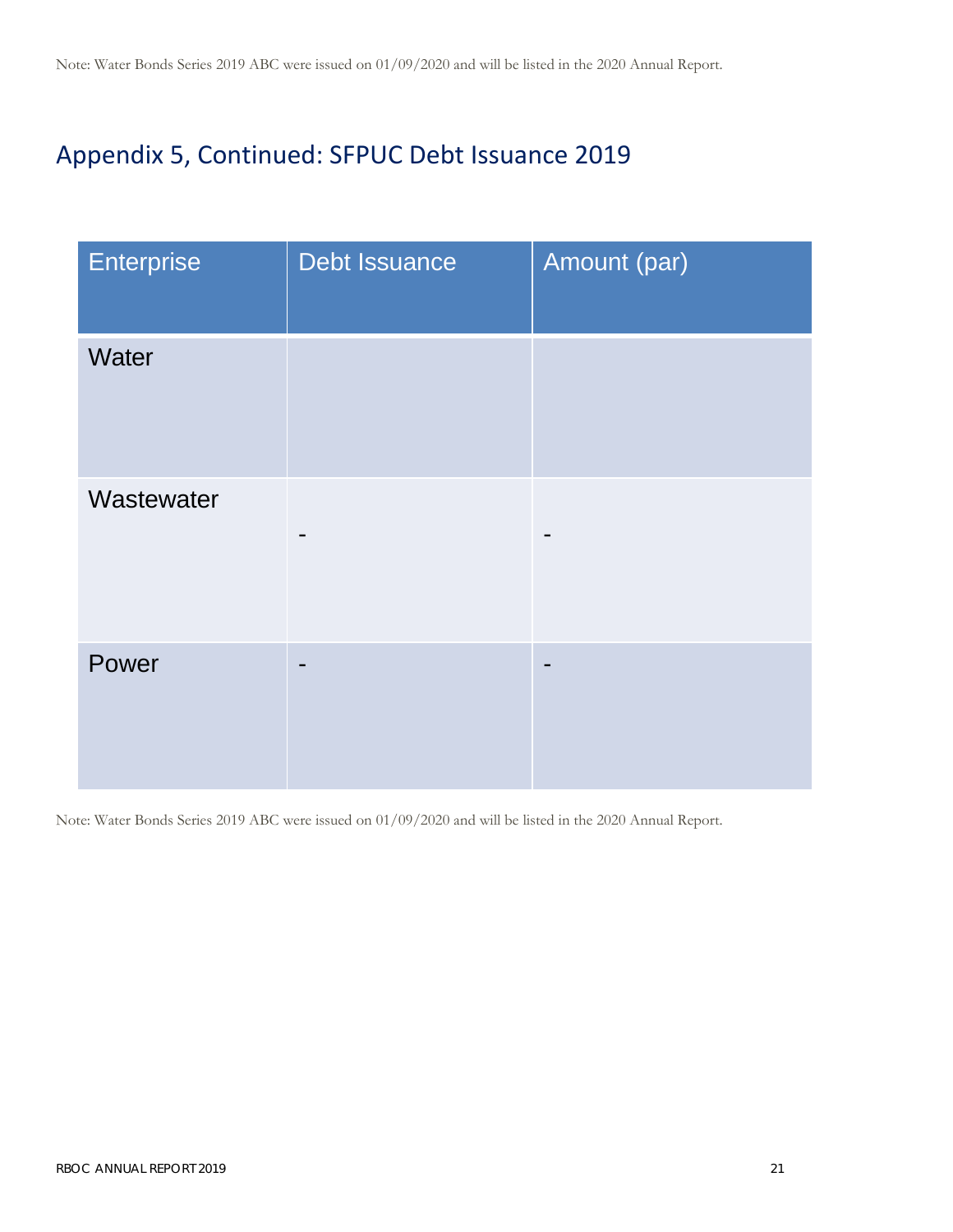Note: Water Bonds Series 2019 ABC were issued on 01/09/2020 and will be listed in the 2020 Annual Report.

## Appendix 5, Continued: SFPUC Debt Issuance 2019

| Enterprise | Debt Issuance | Amount (par) |
| --- | --- | --- |
| Water | | |
| Wastewater | - | - |
| Power | - | - |

Note: Water Bonds Series 2019 ABC were issued on 01/09/2020 and will be listed in the 2020 Annual Report.